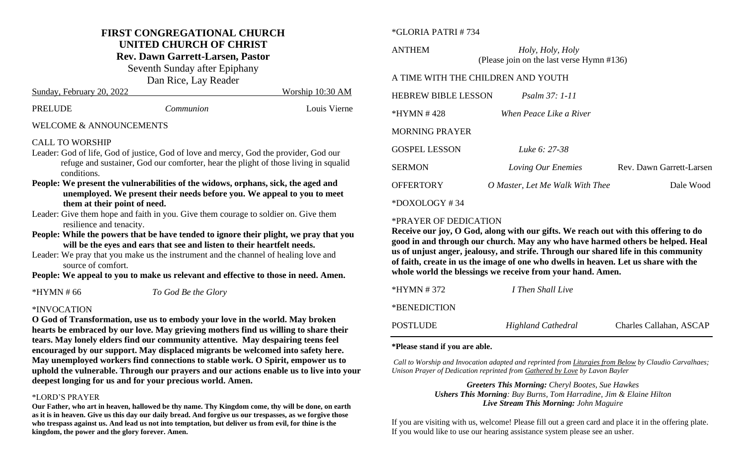# FIRST CONGREGATIONAL CHURCH
## UNITED CHURCH OF CHRIST
**Rev. Dawn Garrett-Larsen, Pastor**

Seventh Sunday after Epiphany

Dan Rice, Lay Reader

Sunday, February 20, 2022 — Worship 10:30 AM

PRELUDE — *Communion* — Louis Vierne

WELCOME & ANNOUNCEMENTS

CALL TO WORSHIP

Leader: God of life, God of justice, God of love and mercy, God the provider, God our refuge and sustainer, God our comforter, hear the plight of those living in squalid conditions.

**People: We present the vulnerabilities of the widows, orphans, sick, the aged and unemployed. We present their needs before you. We appeal to you to meet them at their point of need.**

Leader: Give them hope and faith in you. Give them courage to soldier on. Give them resilience and tenacity.

**People: While the powers that be have tended to ignore their plight, we pray that you will be the eyes and ears that see and listen to their heartfelt needs.**

Leader: We pray that you make us the instrument and the channel of healing love and source of comfort.

**People: We appeal to you to make us relevant and effective to those in need. Amen.**

*HYMN # 66 — *To God Be the Glory*

*INVOCATION

**O God of Transformation, use us to embody your love in the world. May broken hearts be embraced by our love. May grieving mothers find us willing to share their tears. May lonely elders find our community attentive. May despairing teens feel encouraged by our support. May displaced migrants be welcomed into safety here. May unemployed workers find connections to stable work. O Spirit, empower us to uphold the vulnerable. Through our prayers and our actions enable us to live into your deepest longing for us and for your precious world. Amen.**

*LORD'S PRAYER

**Our Father, who art in heaven, hallowed be thy name. Thy Kingdom come, thy will be done, on earth as it is in heaven. Give us this day our daily bread. And forgive us our trespasses, as we forgive those who trespass against us. And lead us not into temptation, but deliver us from evil, for thine is the kingdom, the power and the glory forever. Amen.**

*GLORIA PATRI # 734

ANTHEM — *Holy, Holy, Holy* (Please join on the last verse Hymn #136)

A TIME WITH THE CHILDREN AND YOUTH

HEBREW BIBLE LESSON — *Psalm 37: 1-11*

*HYMN # 428 — *When Peace Like a River*

MORNING PRAYER

GOSPEL LESSON — *Luke 6: 27-38*

SERMON — *Loving Our Enemies* — Rev. Dawn Garrett-Larsen

OFFERTORY — *O Master, Let Me Walk With Thee* — Dale Wood

*DOXOLOGY # 34

*PRAYER OF DEDICATION

**Receive our joy, O God, along with our gifts. We reach out with this offering to do good in and through our church. May any who have harmed others be helped. Heal us of unjust anger, jealousy, and strife. Through our shared life in this community of faith, create in us the image of one who dwells in heaven. Let us share with the whole world the blessings we receive from your hand. Amen.**

*HYMN # 372 — *I Then Shall Live*

*BENEDICTION

POSTLUDE — *Highland Cathedral* — Charles Callahan, ASCAP

**\*Please stand if you are able.**

*Call to Worship and Invocation adapted and reprinted from Liturgies from Below by Claudio Carvalhaes; Unison Prayer of Dedication reprinted from Gathered by Love by Lavon Bayler*

***Greeters This Morning:** Cheryl Bootes, Sue Hawkes*

***Ushers This Morning**: Buy Burns, Tom Harradine, Jim & Elaine Hilton*

***Live Stream This Morning:** John Maguire*

If you are visiting with us, welcome! Please fill out a green card and place it in the offering plate. If you would like to use our hearing assistance system please see an usher.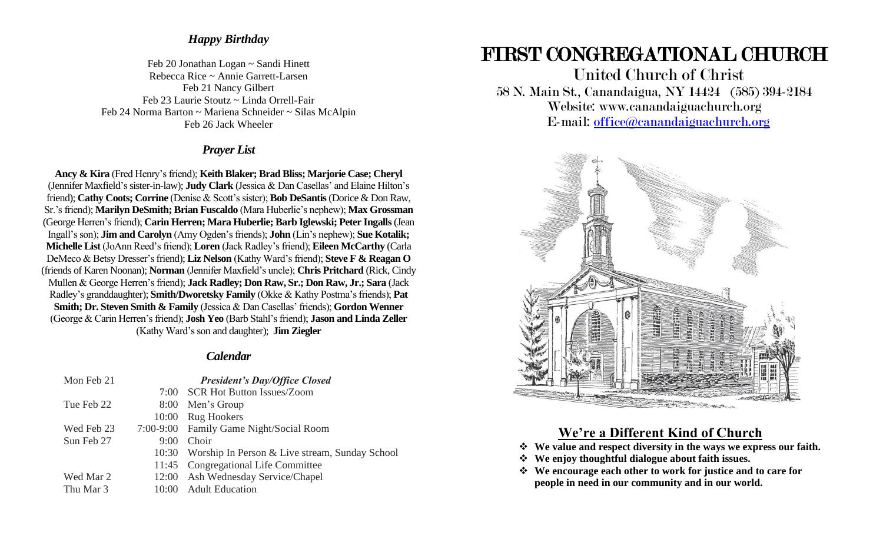### *Happy Birthday*

Feb 20 Jonathan Logan ~ Sandi Hinett
Rebecca Rice ~ Annie Garrett-Larsen
Feb 21 Nancy Gilbert
Feb 23 Laurie Stoutz ~ Linda Orrell-Fair
Feb 24 Norma Barton ~ Mariena Schneider ~ Silas McAlpin
Feb 26 Jack Wheeler

### *Prayer List*

**Ancy & Kira** (Fred Henry's friend); **Keith Blaker; Brad Bliss; Marjorie Case; Cheryl** (Jennifer Maxfield's sister-in-law); **Judy Clark** (Jessica & Dan Casellas' and Elaine Hilton's friend); **Cathy Coots; Corrine** (Denise & Scott's sister); **Bob DeSantis** (Dorice & Don Raw, Sr.'s friend); **Marilyn DeSmith; Brian Fuscaldo** (Mara Huberlie's nephew); **Max Grossman** (George Herren's friend); **Carin Herren; Mara Huberlie; Barb Iglewski; Peter Ingalls** (Jean Ingall's son); **Jim and Carolyn** (Amy Ogden's friends); **John** (Lin's nephew); **Sue Kotalik; Michelle List** (JoAnn Reed's friend); **Loren** (Jack Radley's friend); **Eileen McCarthy** (Carla DeMeco & Betsy Dresser's friend); **Liz Nelson** (Kathy Ward's friend); **Steve F & Reagan O** (friends of Karen Noonan); **Norman** (Jennifer Maxfield's uncle); **Chris Pritchard** (Rick, Cindy Mullen & George Herren's friend); **Jack Radley; Don Raw, Sr.; Don Raw, Jr.; Sara** (Jack Radley's granddaughter); **Smith/Dworetsky Family** (Okke & Kathy Postma's friends); **Pat Smith; Dr. Steven Smith & Family** (Jessica & Dan Casellas' friends); **Gordon Wenner** (George & Carin Herren's friend); **Josh Yeo** (Barb Stahl's friend); **Jason and Linda Zeller** (Kathy Ward's son and daughter); **Jim Ziegler**

### *Calendar*

| | | |
|---|---|---|
| Mon Feb 21 | | ***President's Day/Office Closed*** |
| | 7:00 | SCR Hot Button Issues/Zoom |
| Tue Feb 22 | 8:00 | Men's Group |
| | 10:00 | Rug Hookers |
| Wed Feb 23 | 7:00-9:00 | Family Game Night/Social Room |
| Sun Feb 27 | 9:00 | Choir |
| | 10:30 | Worship In Person & Live stream, Sunday School |
| | 11:45 | Congregational Life Committee |
| Wed Mar 2 | 12:00 | Ash Wednesday Service/Chapel |
| Thu Mar 3 | 10:00 | Adult Education |

# FIRST CONGREGATIONAL CHURCH

United Church of Christ
58 N. Main St., Canandaigua, NY 14424 (585) 394-2184
Website: www.canandaiguachurch.org
E-mail: office@canandaiguachurch.org

## We're a Different Kind of Church

- **We value and respect diversity in the ways we express our faith.**
- **We enjoy thoughtful dialogue about faith issues.**
- **We encourage each other to work for justice and to care for people in need in our community and in our world.**